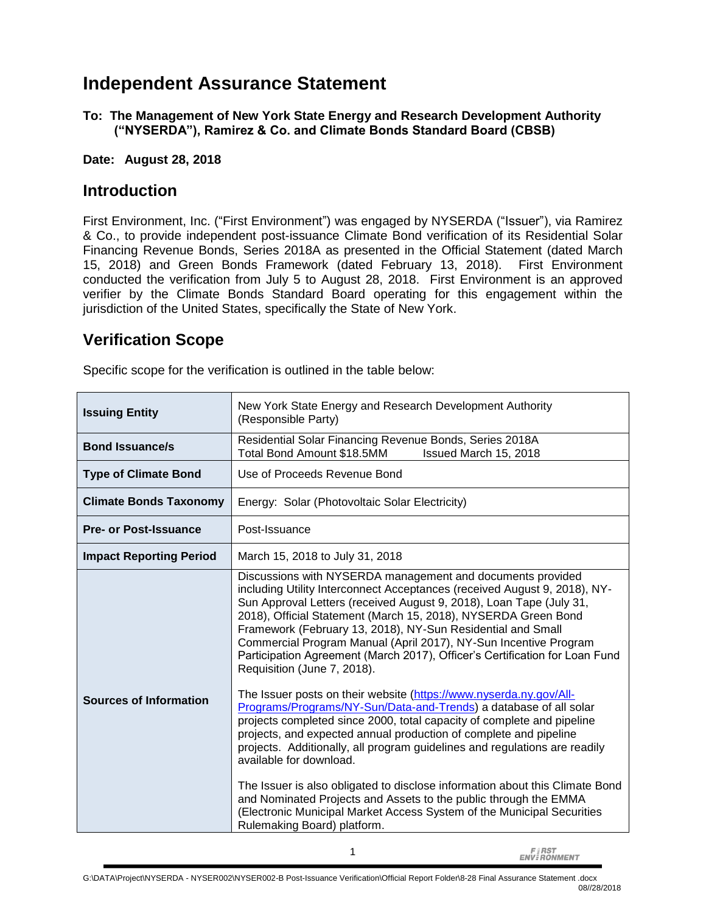# Independent Assurance Statement

**To: The Management of New York State Energy and Research Development Authority ("NYSERDA"), Ramirez & Co. and Climate Bonds Standard Board (CBSB)**

**Date: August 28, 2018**

## Introduction

First Environment, Inc. ("First Environment") was engaged by NYSERDA ("Issuer"), via Ramirez & Co., to provide independent post-issuance Climate Bond verification of its Residential Solar Financing Revenue Bonds, Series 2018A as presented in the Official Statement (dated March 15, 2018) and Green Bonds Framework (dated February 13, 2018). First Environment conducted the verification from July 5 to August 28, 2018. First Environment is an approved verifier by the Climate Bonds Standard Board operating for this engagement within the jurisdiction of the United States, specifically the State of New York.

## Verification Scope

Specific scope for the verification is outlined in the table below:

| | |
|---|---|
| **Issuing Entity** | New York State Energy and Research Development Authority (Responsible Party) |
| **Bond Issuance/s** | Residential Solar Financing Revenue Bonds, Series 2018A<br>Total Bond Amount $18.5MM Issued March 15, 2018 |
| **Type of Climate Bond** | Use of Proceeds Revenue Bond |
| **Climate Bonds Taxonomy** | Energy: Solar (Photovoltaic Solar Electricity) |
| **Pre- or Post-Issuance** | Post-Issuance |
| **Impact Reporting Period** | March 15, 2018 to July 31, 2018 |
| **Sources of Information** | Discussions with NYSERDA management and documents provided including Utility Interconnect Acceptances (received August 9, 2018), NY-Sun Approval Letters (received August 9, 2018), Loan Tape (July 31, 2018), Official Statement (March 15, 2018), NYSERDA Green Bond Framework (February 13, 2018), NY-Sun Residential and Small Commercial Program Manual (April 2017), NY-Sun Incentive Program Participation Agreement (March 2017), Officer's Certification for Loan Fund Requisition (June 7, 2018).<br><br>The Issuer posts on their website (https://www.nyserda.ny.gov/All-Programs/Programs/NY-Sun/Data-and-Trends) a database of all solar projects completed since 2000, total capacity of complete and pipeline projects, and expected annual production of complete and pipeline projects. Additionally, all program guidelines and regulations are readily available for download.<br><br>The Issuer is also obligated to disclose information about this Climate Bond and Nominated Projects and Assets to the public through the EMMA (Electronic Municipal Market Access System of the Municipal Securities Rulemaking Board) platform. |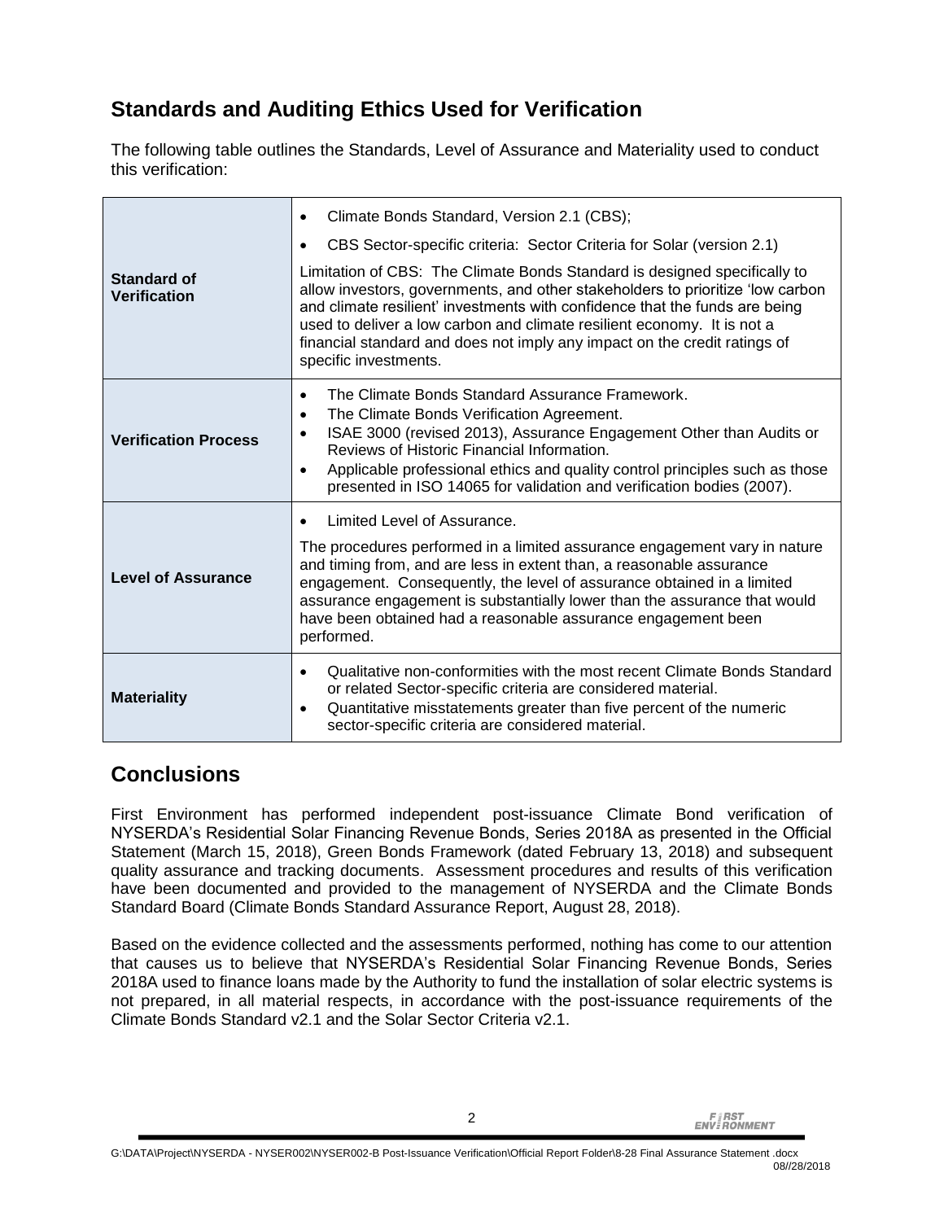## Standards and Auditing Ethics Used for Verification

The following table outlines the Standards, Level of Assurance and Materiality used to conduct this verification:

| | |
|---|---|
| **Standard of Verification** | • Climate Bonds Standard, Version 2.1 (CBS);<br>• CBS Sector-specific criteria: Sector Criteria for Solar (version 2.1)<br>Limitation of CBS: The Climate Bonds Standard is designed specifically to allow investors, governments, and other stakeholders to prioritize 'low carbon and climate resilient' investments with confidence that the funds are being used to deliver a low carbon and climate resilient economy. It is not a financial standard and does not imply any impact on the credit ratings of specific investments. |
| **Verification Process** | • The Climate Bonds Standard Assurance Framework.<br>• The Climate Bonds Verification Agreement.<br>• ISAE 3000 (revised 2013), Assurance Engagement Other than Audits or Reviews of Historic Financial Information.<br>• Applicable professional ethics and quality control principles such as those presented in ISO 14065 for validation and verification bodies (2007). |
| **Level of Assurance** | • Limited Level of Assurance.<br>The procedures performed in a limited assurance engagement vary in nature and timing from, and are less in extent than, a reasonable assurance engagement. Consequently, the level of assurance obtained in a limited assurance engagement is substantially lower than the assurance that would have been obtained had a reasonable assurance engagement been performed. |
| **Materiality** | • Qualitative non-conformities with the most recent Climate Bonds Standard or related Sector-specific criteria are considered material.<br>• Quantitative misstatements greater than five percent of the numeric sector-specific criteria are considered material. |

## Conclusions

First Environment has performed independent post-issuance Climate Bond verification of NYSERDA's Residential Solar Financing Revenue Bonds, Series 2018A as presented in the Official Statement (March 15, 2018), Green Bonds Framework (dated February 13, 2018) and subsequent quality assurance and tracking documents. Assessment procedures and results of this verification have been documented and provided to the management of NYSERDA and the Climate Bonds Standard Board (Climate Bonds Standard Assurance Report, August 28, 2018).

Based on the evidence collected and the assessments performed, nothing has come to our attention that causes us to believe that NYSERDA's Residential Solar Financing Revenue Bonds, Series 2018A used to finance loans made by the Authority to fund the installation of solar electric systems is not prepared, in all material respects, in accordance with the post-issuance requirements of the Climate Bonds Standard v2.1 and the Solar Sector Criteria v2.1.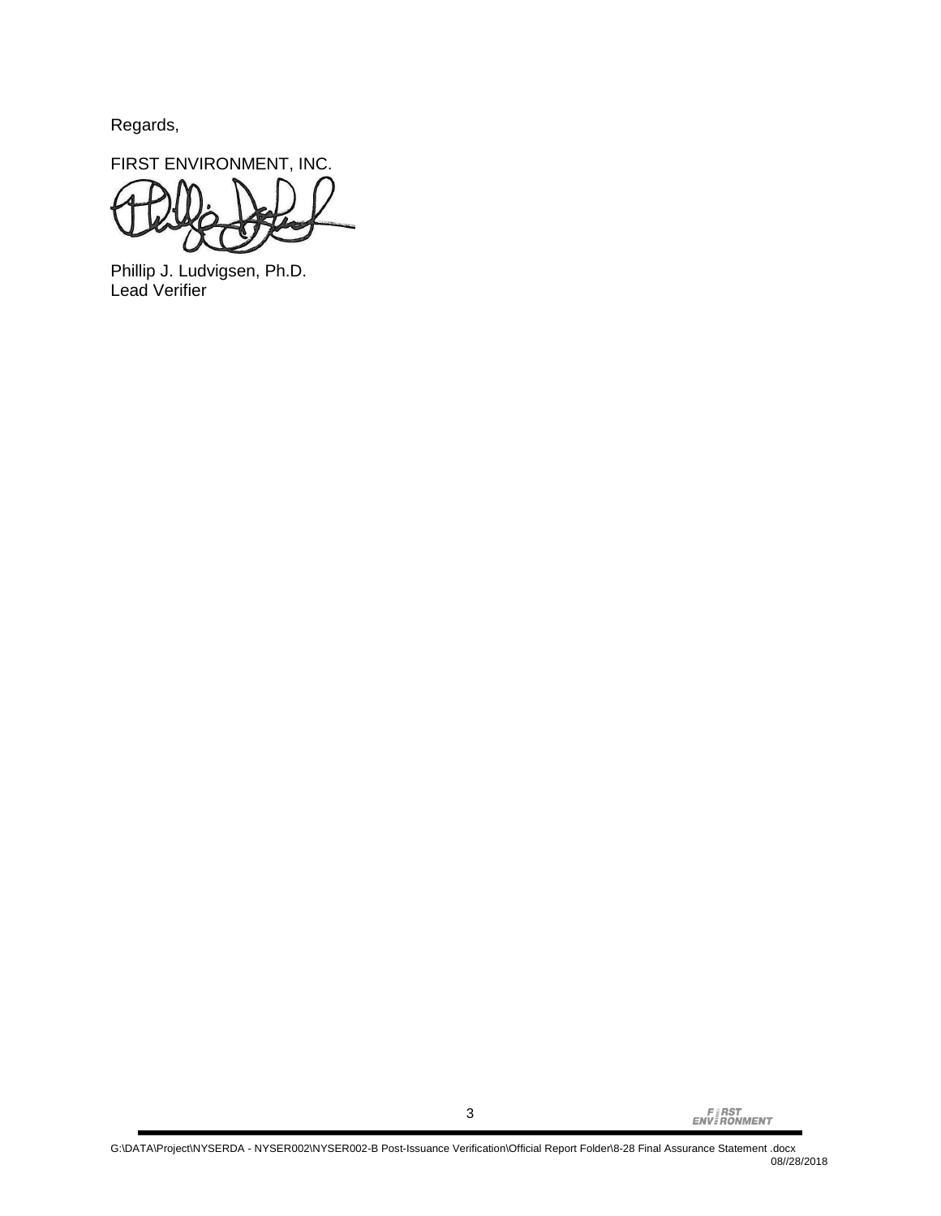Regards,

FIRST ENVIRONMENT, INC.

Phillip J. Ludvigsen, Ph.D.
Lead Verifier